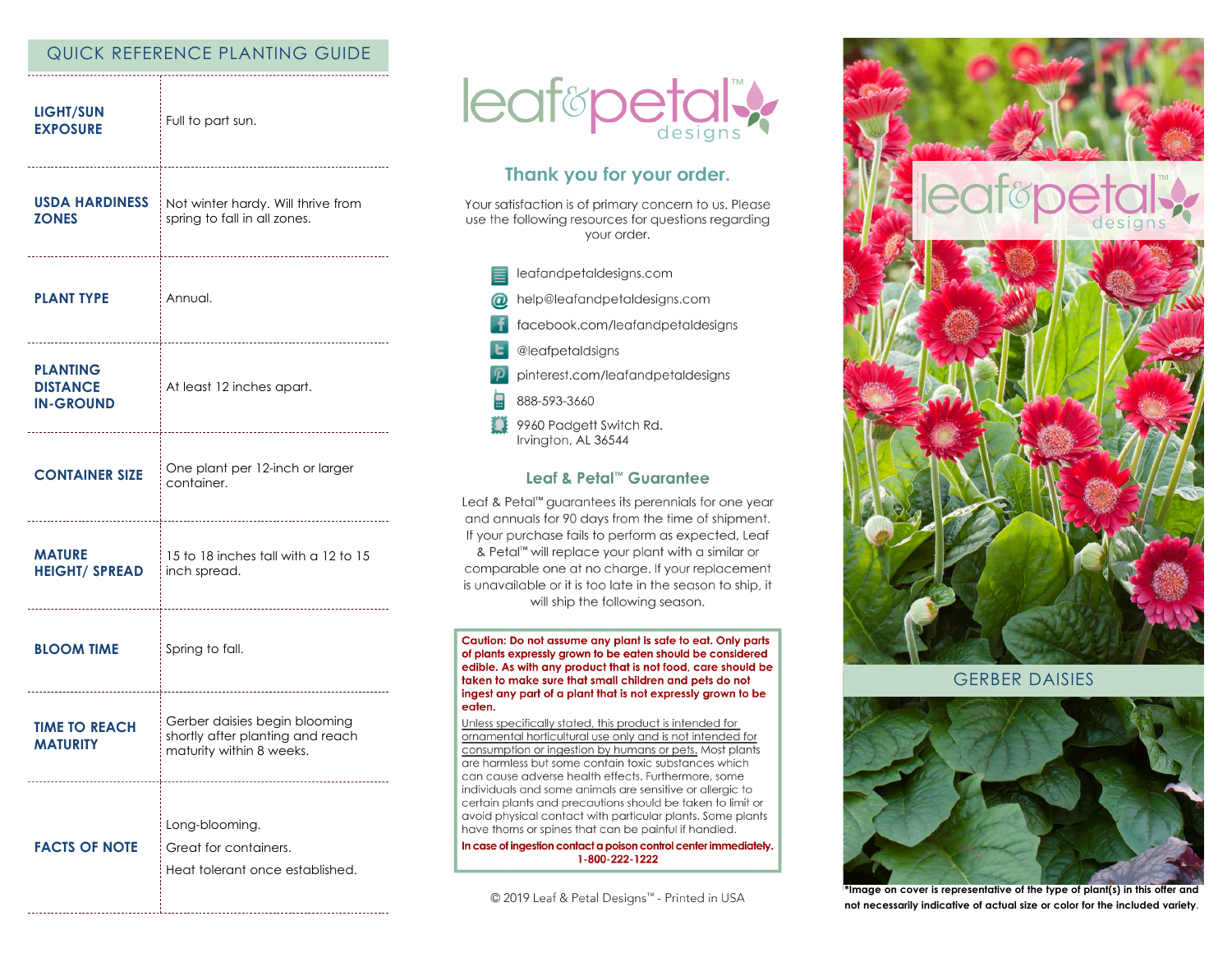## QUICK REFERENCE PLANTING GUIDE

| | |
|---|---|
| **LIGHT/SUN EXPOSURE** | Full to part sun. |
| **USDA HARDINESS ZONES** | Not winter hardy. Will thrive from spring to fall in all zones. |
| **PLANT TYPE** | Annual. |
| **PLANTING DISTANCE IN-GROUND** | At least 12 inches apart. |
| **CONTAINER SIZE** | One plant per 12-inch or larger container. |
| **MATURE HEIGHT/ SPREAD** | 15 to 18 inches tall with a 12 to 15 inch spread. |
| **BLOOM TIME** | Spring to fall. |
| **TIME TO REACH MATURITY** | Gerber daisies begin blooming shortly after planting and reach maturity within 8 weeks. |
| **FACTS OF NOTE** | Long-blooming.<br>Great for containers.<br>Heat tolerant once established. |

leaf&petal™ designs

## Thank you for your order.

Your satisfaction is of primary concern to us. Please use the following resources for questions regarding your order.

- leafandpetaldesigns.com
- help@leafandpetaldesigns.com
- facebook.com/leafandpetaldesigns
- @leafpetaldsigns
- pinterest.com/leafandpetaldesigns
- 888-593-3660
- 9960 Padgett Switch Rd.
  Irvington, AL 36544

### Leaf & Petal™ Guarantee

Leaf & Petal™ guarantees its perennials for one year and annuals for 90 days from the time of shipment. If your purchase fails to perform as expected, Leaf & Petal™ will replace your plant with a similar or comparable one at no charge. If your replacement is unavailable or it is too late in the season to ship, it will ship the following season.

**Caution: Do not assume any plant is safe to eat. Only parts of plants expressly grown to be eaten should be considered edible. As with any product that is not food, care should be taken to make sure that small children and pets do not ingest any part of a plant that is not expressly grown to be eaten.**

Unless specifically stated, this product is intended for ornamental horticultural use only and is not intended for consumption or ingestion by humans or pets. Most plants are harmless but some contain toxic substances which can cause adverse health effects. Furthermore, some individuals and some animals are sensitive or allergic to certain plants and precautions should be taken to limit or avoid physical contact with particular plants. Some plants have thorns or spines that can be painful if handled.

**In case of ingestion contact a poison control center immediately. 1-800-222-1222**

© 2019 Leaf & Petal Designs™ - Printed in USA

leaf&petal™ designs

## GERBER DAISIES

**\*Image on cover is representative of the type of plant(s) in this offer and not necessarily indicative of actual size or color for the included variety.**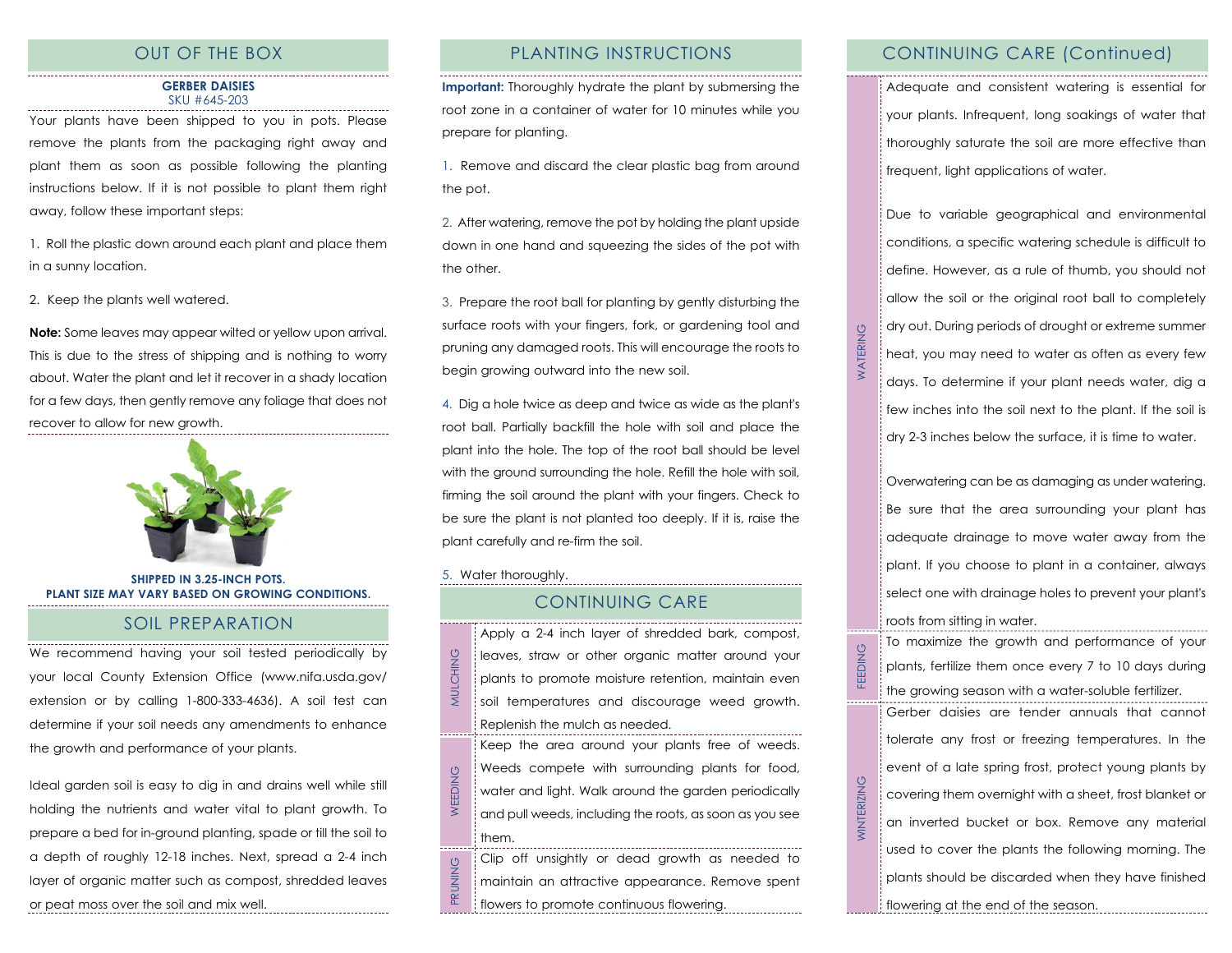## OUT OF THE BOX

**GERBER DAISIES**
SKU #645-203

Your plants have been shipped to you in pots. Please remove the plants from the packaging right away and plant them as soon as possible following the planting instructions below. If it is not possible to plant them right away, follow these important steps:

1. Roll the plastic down around each plant and place them in a sunny location.

2. Keep the plants well watered.

**Note:** Some leaves may appear wilted or yellow upon arrival. This is due to the stress of shipping and is nothing to worry about. Water the plant and let it recover in a shady location for a few days, then gently remove any foliage that does not recover to allow for new growth.

**SHIPPED IN 3.25-INCH POTS.**
**PLANT SIZE MAY VARY BASED ON GROWING CONDITIONS.**

## SOIL PREPARATION

We recommend having your soil tested periodically by your local County Extension Office (www.nifa.usda.gov/extension or by calling 1-800-333-4636). A soil test can determine if your soil needs any amendments to enhance the growth and performance of your plants.

Ideal garden soil is easy to dig in and drains well while still holding the nutrients and water vital to plant growth. To prepare a bed for in-ground planting, spade or till the soil to a depth of roughly 12-18 inches. Next, spread a 2-4 inch layer of organic matter such as compost, shredded leaves or peat moss over the soil and mix well.

## PLANTING INSTRUCTIONS

**Important:** Thoroughly hydrate the plant by submersing the root zone in a container of water for 10 minutes while you prepare for planting.

1. Remove and discard the clear plastic bag from around the pot.

2. After watering, remove the pot by holding the plant upside down in one hand and squeezing the sides of the pot with the other.

3. Prepare the root ball for planting by gently disturbing the surface roots with your fingers, fork, or gardening tool and pruning any damaged roots. This will encourage the roots to begin growing outward into the new soil.

4. Dig a hole twice as deep and twice as wide as the plant's root ball. Partially backfill the hole with soil and place the plant into the hole. The top of the root ball should be level with the ground surrounding the hole. Refill the hole with soil, firming the soil around the plant with your fingers. Check to be sure the plant is not planted too deeply. If it is, raise the plant carefully and re-firm the soil.

5. Water thoroughly.

## CONTINUING CARE

**MULCHING**

Apply a 2-4 inch layer of shredded bark, compost, leaves, straw or other organic matter around your plants to promote moisture retention, maintain even soil temperatures and discourage weed growth. Replenish the mulch as needed.

**WEEDING**

Keep the area around your plants free of weeds. Weeds compete with surrounding plants for food, water and light. Walk around the garden periodically and pull weeds, including the roots, as soon as you see them.

**PRUNING**

Clip off unsightly or dead growth as needed to maintain an attractive appearance. Remove spent flowers to promote continuous flowering.

## CONTINUING CARE (Continued)

**WATERING**

Adequate and consistent watering is essential for your plants. Infrequent, long soakings of water that thoroughly saturate the soil are more effective than frequent, light applications of water.

Due to variable geographical and environmental conditions, a specific watering schedule is difficult to define. However, as a rule of thumb, you should not allow the soil or the original root ball to completely dry out. During periods of drought or extreme summer heat, you may need to water as often as every few days. To determine if your plant needs water, dig a few inches into the soil next to the plant. If the soil is dry 2-3 inches below the surface, it is time to water.

Overwatering can be as damaging as under watering. Be sure that the area surrounding your plant has adequate drainage to move water away from the plant. If you choose to plant in a container, always select one with drainage holes to prevent your plant's roots from sitting in water.

**FEEDING**

To maximize the growth and performance of your plants, fertilize them once every 7 to 10 days during the growing season with a water-soluble fertilizer.

**WINTERIZING**

Gerber daisies are tender annuals that cannot tolerate any frost or freezing temperatures. In the event of a late spring frost, protect young plants by covering them overnight with a sheet, frost blanket or an inverted bucket or box. Remove any material used to cover the plants the following morning. The plants should be discarded when they have finished flowering at the end of the season.